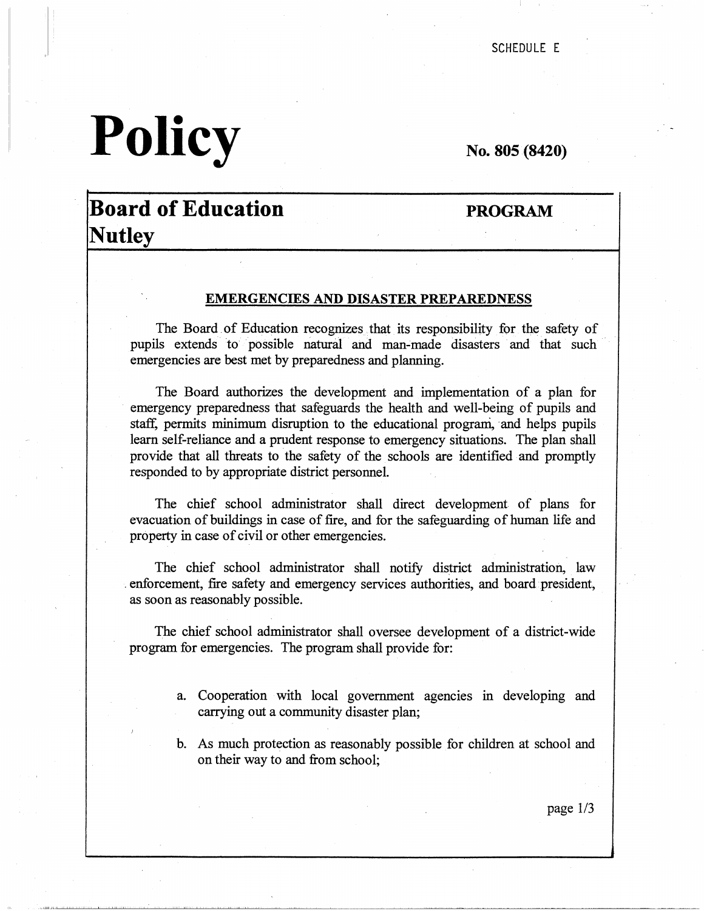SCHEDULE E

# Policy

**No. 805 (8420)**

## Board of Education Nutley

**PROGRAM**

### EMERGENCIES AND DISASTER PREPAREDNESS

The Board of Education recognizes that its responsibility for the safety of pupils extends to possible natural and man-made disasters and that such emergencies are best met by preparedness and planning.

The Board authorizes the development and implementation of a plan for emergency preparedness that safeguards the health and well-being of pupils and staff, permits minimum disruption to the educational program, and helps pupils learn self-reliance and a prudent response to emergency situations. The plan shall provide that all threats to the safety of the schools are identified and promptly responded to by appropriate district personnel.

The chief school administrator shall direct development of plans for evacuation of buildings in case of fire, and for the safeguarding of human life and property in case of civil or other emergencies.

The chief school administrator shall notify district administration, law enforcement, fire safety and emergency services authorities, and board president, as soon as reasonably possible.

The chief school administrator shall oversee development of a district-wide program for emergencies. The program shall provide for:

a. Cooperation with local government agencies in developing and carrying out a community disaster plan;

b. As much protection as reasonably possible for children at school and on their way to and from school;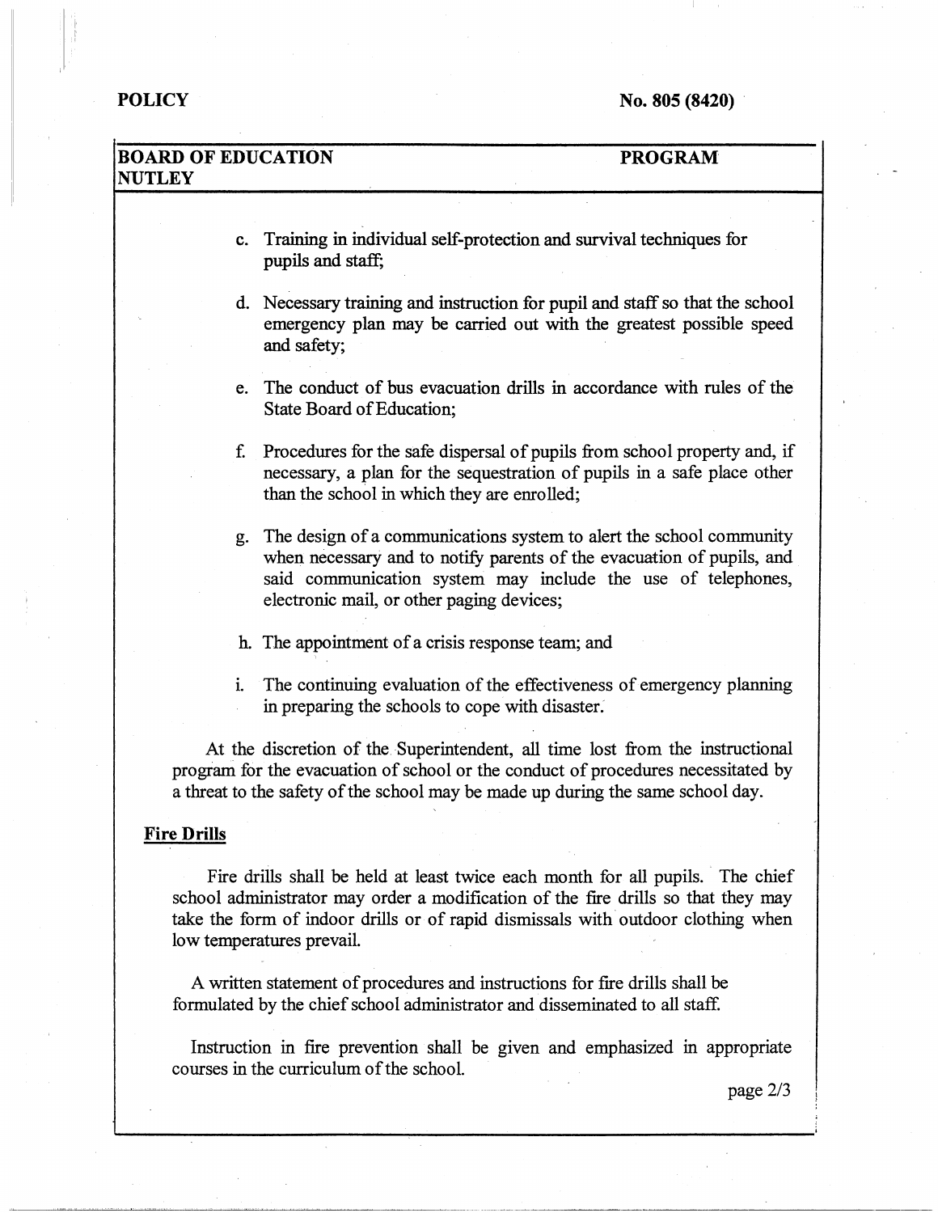c. Training in individual self-protection and survival techniques for pupils and staff;

d. Necessary training and instruction for pupil and staff so that the school emergency plan may be carried out with the greatest possible speed and safety;

e. The conduct of bus evacuation drills in accordance with rules of the State Board of Education;

f. Procedures for the safe dispersal of pupils from school property and, if necessary, a plan for the sequestration of pupils in a safe place other than the school in which they are enrolled;

g. The design of a communications system to alert the school community when necessary and to notify parents of the evacuation of pupils, and said communication system may include the use of telephones, electronic mail, or other paging devices;

h. The appointment of a crisis response team; and

i. The continuing evaluation of the effectiveness of emergency planning in preparing the schools to cope with disaster.

At the discretion of the Superintendent, all time lost from the instructional program for the evacuation of school or the conduct of procedures necessitated by a threat to the safety of the school may be made up during the same school day.

## Fire Drills

Fire drills shall be held at least twice each month for all pupils. The chief school administrator may order a modification of the fire drills so that they may take the form of indoor drills or of rapid dismissals with outdoor clothing when low temperatures prevail.

A written statement of procedures and instructions for fire drills shall be formulated by the chief school administrator and disseminated to all staff.

Instruction in fire prevention shall be given and emphasized in appropriate courses in the curriculum of the school.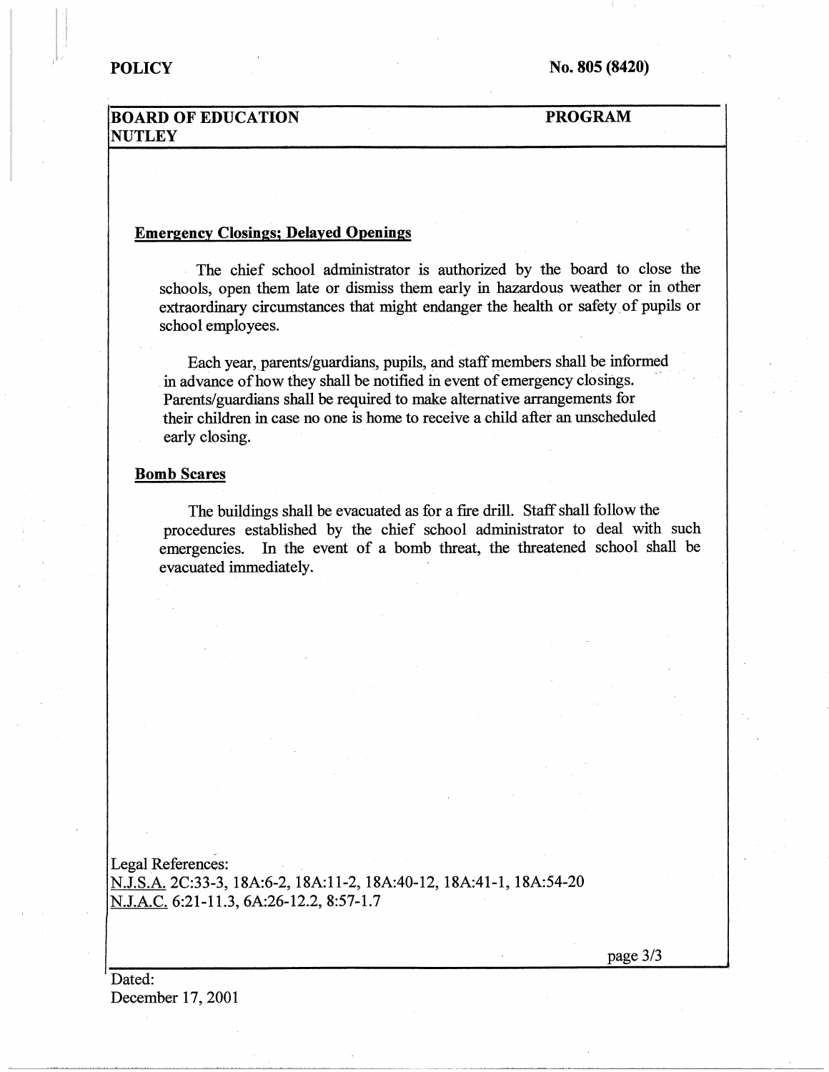## Emergency Closings; Delayed Openings

The chief school administrator is authorized by the board to close the schools, open them late or dismiss them early in hazardous weather or in other extraordinary circumstances that might endanger the health or safety of pupils or school employees.

Each year, parents/guardians, pupils, and staff members shall be informed in advance of how they shall be notified in event of emergency closings. Parents/guardians shall be required to make alternative arrangements for their children in case no one is home to receive a child after an unscheduled early closing.

## Bomb Scares

The buildings shall be evacuated as for a fire drill. Staff shall follow the procedures established by the chief school administrator to deal with such emergencies. In the event of a bomb threat, the threatened school shall be evacuated immediately.

Legal References:
N.J.S.A. 2C:33-3, 18A:6-2, 18A:11-2, 18A:40-12, 18A:41-1, 18A:54-20
N.J.A.C. 6:21-11.3, 6A:26-12.2, 8:57-1.7

Dated:
December 17, 2001